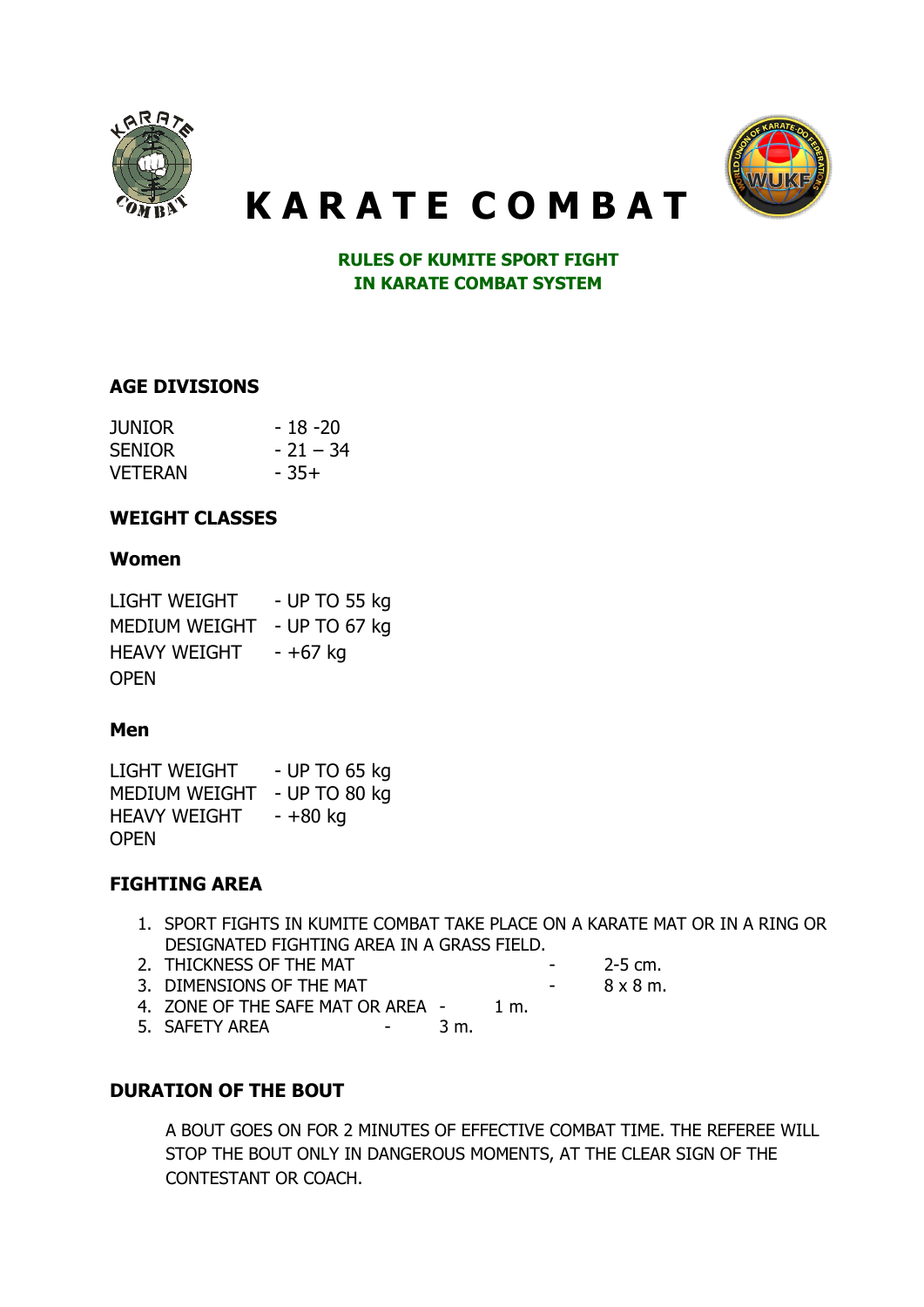# KARATE COMBAT

**RULES OF KUMITE SPORT FIGHT**
**IN KARATE COMBAT SYSTEM**

## AGE DIVISIONS

| | |
|---|---|
| JUNIOR | - 18 -20 |
| SENIOR | - 21 – 34 |
| VETERAN | - 35+ |

## WEIGHT CLASSES

### Women

| | |
|---|---|
| LIGHT WEIGHT | - UP TO 55 kg |
| MEDIUM WEIGHT | - UP TO 67 kg |
| HEAVY WEIGHT | - +67 kg |
| OPEN | |

### Men

| | |
|---|---|
| LIGHT WEIGHT | - UP TO 65 kg |
| MEDIUM WEIGHT | - UP TO 80 kg |
| HEAVY WEIGHT | - +80 kg |
| OPEN | |

## FIGHTING AREA

1. SPORT FIGHTS IN KUMITE COMBAT TAKE PLACE ON A KARATE MAT OR IN A RING OR DESIGNATED FIGHTING AREA IN A GRASS FIELD.
2. THICKNESS OF THE MAT - 2-5 cm.
3. DIMENSIONS OF THE MAT - 8 x 8 m.
4. ZONE OF THE SAFE MAT OR AREA - 1 m.
5. SAFETY AREA - 3 m.

## DURATION OF THE BOUT

A BOUT GOES ON FOR 2 MINUTES OF EFFECTIVE COMBAT TIME. THE REFEREE WILL STOP THE BOUT ONLY IN DANGEROUS MOMENTS, AT THE CLEAR SIGN OF THE CONTESTANT OR COACH.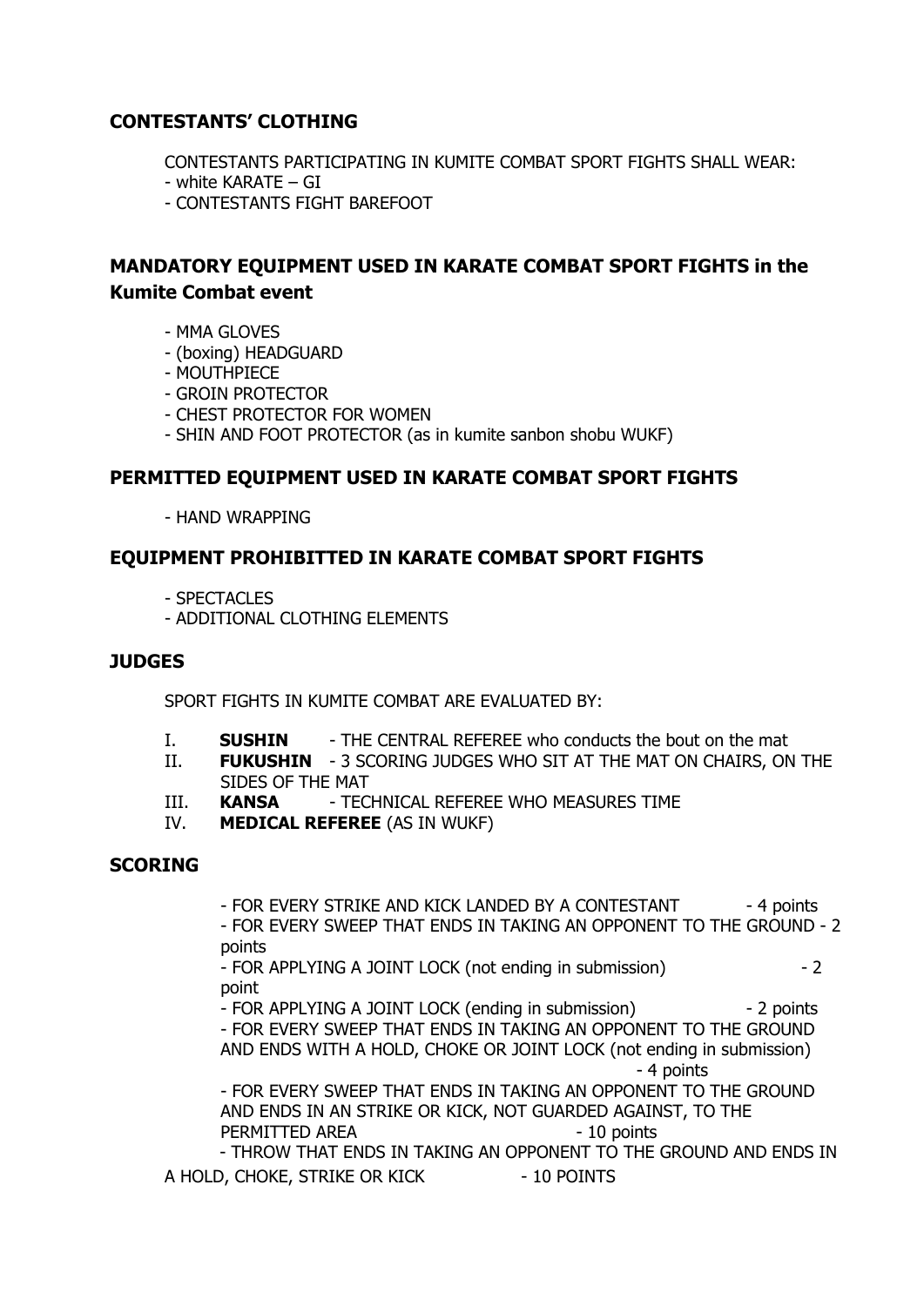## CONTESTANTS' CLOTHING

CONTESTANTS PARTICIPATING IN KUMITE COMBAT SPORT FIGHTS SHALL WEAR:
- white KARATE – GI
- CONTESTANTS FIGHT BAREFOOT

## MANDATORY EQUIPMENT USED IN KARATE COMBAT SPORT FIGHTS in the Kumite Combat event

- MMA GLOVES
- (boxing) HEADGUARD
- MOUTHPIECE
- GROIN PROTECTOR
- CHEST PROTECTOR FOR WOMEN
- SHIN AND FOOT PROTECTOR (as in kumite sanbon shobu WUKF)

## PERMITTED EQUIPMENT USED IN KARATE COMBAT SPORT FIGHTS

- HAND WRAPPING

## EQUIPMENT PROHIBITTED IN KARATE COMBAT SPORT FIGHTS

- SPECTACLES
- ADDITIONAL CLOTHING ELEMENTS

## JUDGES

SPORT FIGHTS IN KUMITE COMBAT ARE EVALUATED BY:

I. **SUSHIN** - THE CENTRAL REFEREE who conducts the bout on the mat
II. **FUKUSHIN** - 3 SCORING JUDGES WHO SIT AT THE MAT ON CHAIRS, ON THE SIDES OF THE MAT
III. **KANSA** - TECHNICAL REFEREE WHO MEASURES TIME
IV. **MEDICAL REFEREE** (AS IN WUKF)

## SCORING

- FOR EVERY STRIKE AND KICK LANDED BY A CONTESTANT - 4 points
- FOR EVERY SWEEP THAT ENDS IN TAKING AN OPPONENT TO THE GROUND - 2 points
- FOR APPLYING A JOINT LOCK (not ending in submission) - 2 point
- FOR APPLYING A JOINT LOCK (ending in submission) - 2 points
- FOR EVERY SWEEP THAT ENDS IN TAKING AN OPPONENT TO THE GROUND AND ENDS WITH A HOLD, CHOKE OR JOINT LOCK (not ending in submission) - 4 points
- FOR EVERY SWEEP THAT ENDS IN TAKING AN OPPONENT TO THE GROUND AND ENDS IN AN STRIKE OR KICK, NOT GUARDED AGAINST, TO THE PERMITTED AREA - 10 points
- THROW THAT ENDS IN TAKING AN OPPONENT TO THE GROUND AND ENDS IN A HOLD, CHOKE, STRIKE OR KICK - 10 POINTS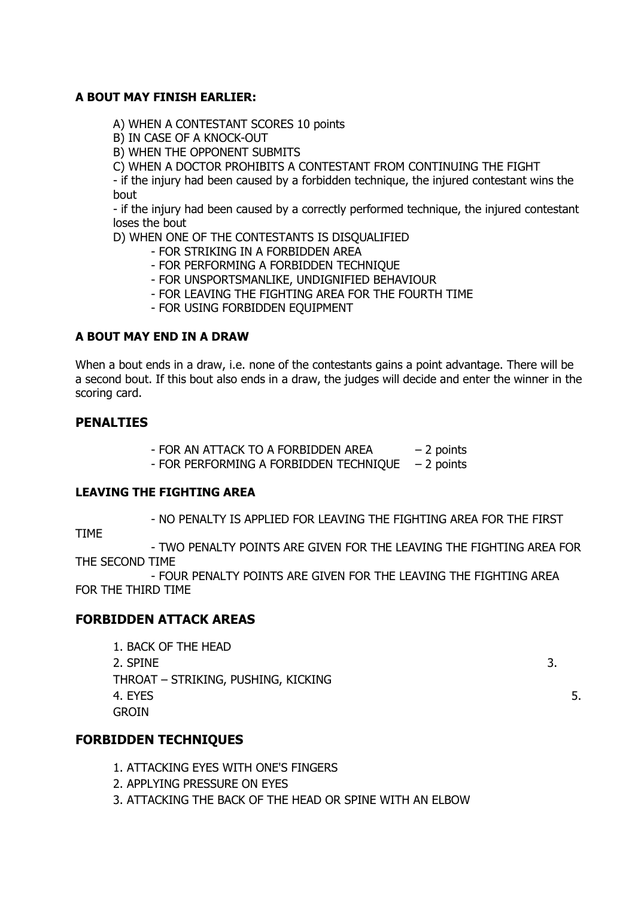**A BOUT MAY FINISH EARLIER:**

A) WHEN A CONTESTANT SCORES 10 points
B) IN CASE OF A KNOCK-OUT
B) WHEN THE OPPONENT SUBMITS
C) WHEN A DOCTOR PROHIBITS A CONTESTANT FROM CONTINUING THE FIGHT
- if the injury had been caused by a forbidden technique, the injured contestant wins the bout
- if the injury had been caused by a correctly performed technique, the injured contestant loses the bout

D) WHEN ONE OF THE CONTESTANTS IS DISQUALIFIED
- FOR STRIKING IN A FORBIDDEN AREA
- FOR PERFORMING A FORBIDDEN TECHNIQUE
- FOR UNSPORTSMANLIKE, UNDIGNIFIED BEHAVIOUR
- FOR LEAVING THE FIGHTING AREA FOR THE FOURTH TIME
- FOR USING FORBIDDEN EQUIPMENT

**A BOUT MAY END IN A DRAW**

When a bout ends in a draw, i.e. none of the contestants gains a point advantage. There will be a second bout. If this bout also ends in a draw, the judges will decide and enter the winner in the scoring card.

## PENALTIES

- FOR AN ATTACK TO A FORBIDDEN AREA – 2 points
- FOR PERFORMING A FORBIDDEN TECHNIQUE – 2 points

**LEAVING THE FIGHTING AREA**

- NO PENALTY IS APPLIED FOR LEAVING THE FIGHTING AREA FOR THE FIRST TIME
- TWO PENALTY POINTS ARE GIVEN FOR THE LEAVING THE FIGHTING AREA FOR THE SECOND TIME
- FOUR PENALTY POINTS ARE GIVEN FOR THE LEAVING THE FIGHTING AREA FOR THE THIRD TIME

## FORBIDDEN ATTACK AREAS

1. BACK OF THE HEAD
2. SPINE
3. THROAT – STRIKING, PUSHING, KICKING
4. EYES
5. GROIN

## FORBIDDEN TECHNIQUES

1. ATTACKING EYES WITH ONE'S FINGERS
2. APPLYING PRESSURE ON EYES
3. ATTACKING THE BACK OF THE HEAD OR SPINE WITH AN ELBOW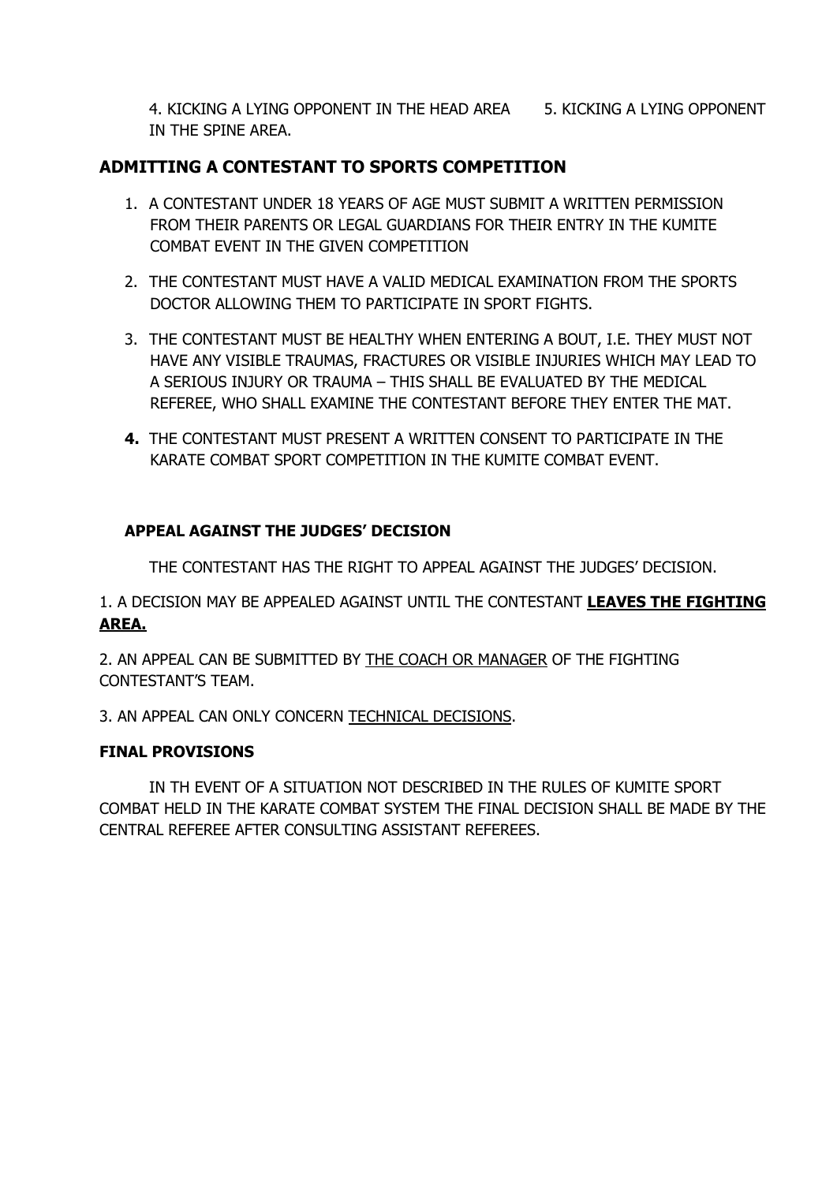4. KICKING A LYING OPPONENT IN THE HEAD AREA 5. KICKING A LYING OPPONENT IN THE SPINE AREA.

## ADMITTING A CONTESTANT TO SPORTS COMPETITION

1. A CONTESTANT UNDER 18 YEARS OF AGE MUST SUBMIT A WRITTEN PERMISSION FROM THEIR PARENTS OR LEGAL GUARDIANS FOR THEIR ENTRY IN THE KUMITE COMBAT EVENT IN THE GIVEN COMPETITION
2. THE CONTESTANT MUST HAVE A VALID MEDICAL EXAMINATION FROM THE SPORTS DOCTOR ALLOWING THEM TO PARTICIPATE IN SPORT FIGHTS.
3. THE CONTESTANT MUST BE HEALTHY WHEN ENTERING A BOUT, I.E. THEY MUST NOT HAVE ANY VISIBLE TRAUMAS, FRACTURES OR VISIBLE INJURIES WHICH MAY LEAD TO A SERIOUS INJURY OR TRAUMA – THIS SHALL BE EVALUATED BY THE MEDICAL REFEREE, WHO SHALL EXAMINE THE CONTESTANT BEFORE THEY ENTER THE MAT.
4. THE CONTESTANT MUST PRESENT A WRITTEN CONSENT TO PARTICIPATE IN THE KARATE COMBAT SPORT COMPETITION IN THE KUMITE COMBAT EVENT.

### APPEAL AGAINST THE JUDGES' DECISION

THE CONTESTANT HAS THE RIGHT TO APPEAL AGAINST THE JUDGES' DECISION.

1. A DECISION MAY BE APPEALED AGAINST UNTIL THE CONTESTANT **LEAVES THE FIGHTING AREA.**

2. AN APPEAL CAN BE SUBMITTED BY THE COACH OR MANAGER OF THE FIGHTING CONTESTANT'S TEAM.

3. AN APPEAL CAN ONLY CONCERN TECHNICAL DECISIONS.

## FINAL PROVISIONS

IN TH EVENT OF A SITUATION NOT DESCRIBED IN THE RULES OF KUMITE SPORT COMBAT HELD IN THE KARATE COMBAT SYSTEM THE FINAL DECISION SHALL BE MADE BY THE CENTRAL REFEREE AFTER CONSULTING ASSISTANT REFEREES.